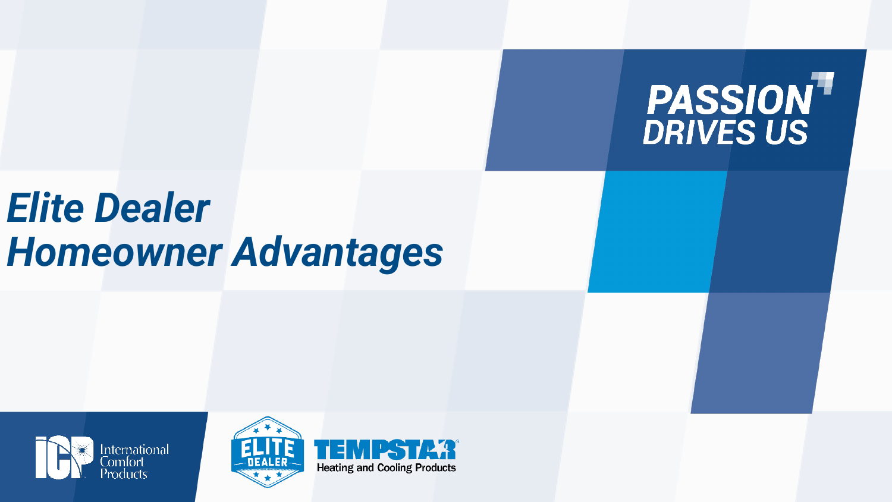PASSION DRIVES US

# *Elite Dealer Homeowner Advantages*

International Comfort Products

ELITE DEALER

TEMPSTAR Heating and Cooling Products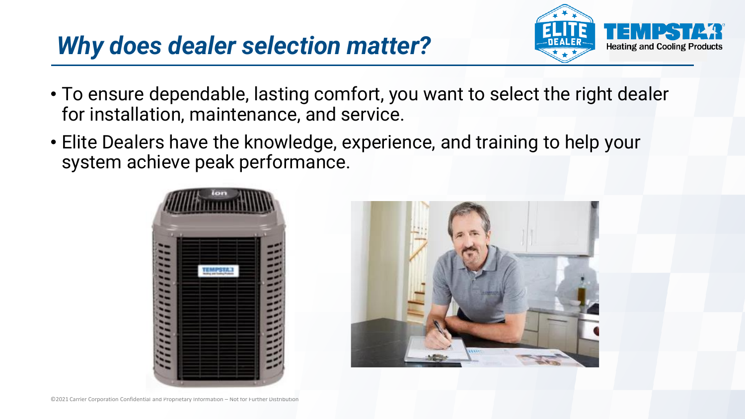# *Why does dealer selection matter?*

- To ensure dependable, lasting comfort, you want to select the right dealer for installation, maintenance, and service.
- Elite Dealers have the knowledge, experience, and training to help your system achieve peak performance.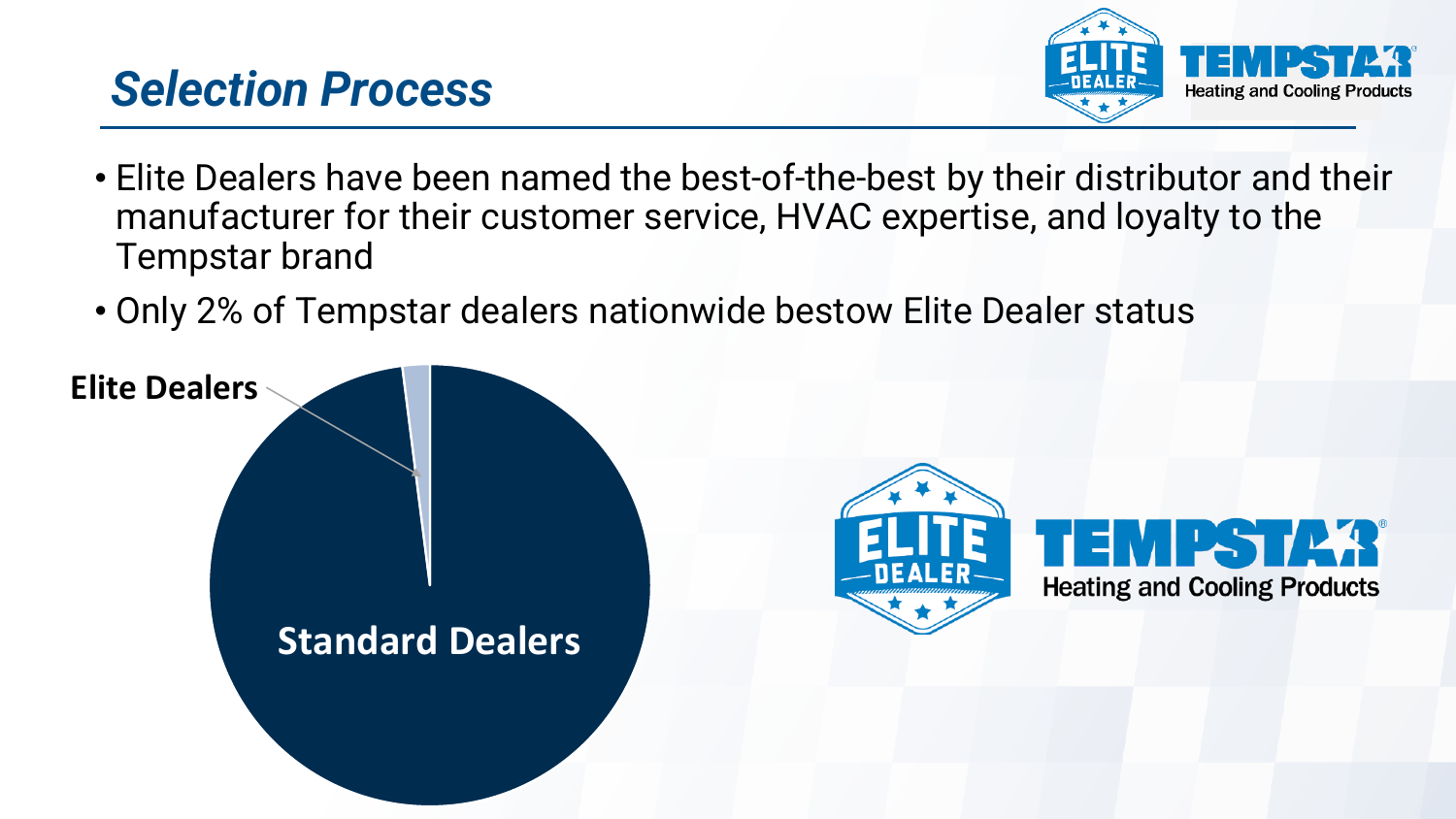# Selection Process

- Elite Dealers have been named the best-of-the-best by their distributor and their manufacturer for their customer service, HVAC expertise, and loyalty to the Tempstar brand
- Only 2% of Tempstar dealers nationwide bestow Elite Dealer status

Elite Dealers

Standard Dealers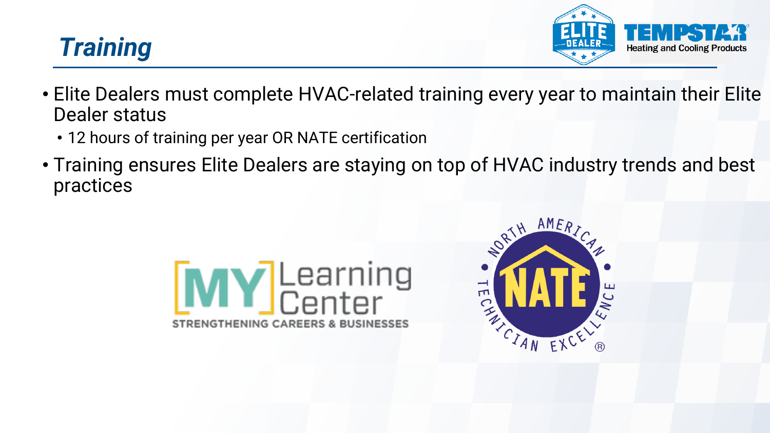# *Training*

- Elite Dealers must complete HVAC-related training every year to maintain their Elite Dealer status
  - 12 hours of training per year OR NATE certification
- Training ensures Elite Dealers are staying on top of HVAC industry trends and best practices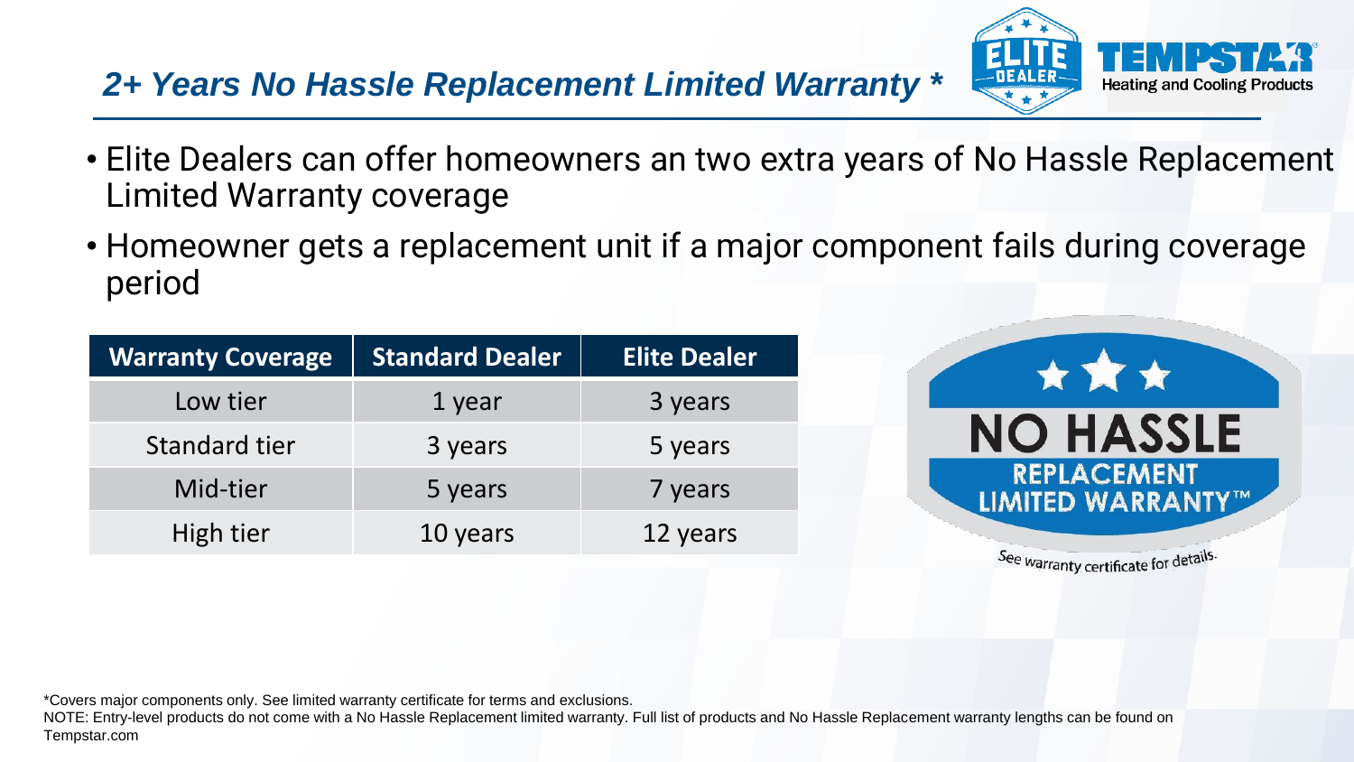## *2+ Years No Hassle Replacement Limited Warranty \**

- Elite Dealers can offer homeowners an two extra years of No Hassle Replacement Limited Warranty coverage
- Homeowner gets a replacement unit if a major component fails during coverage period

| Warranty Coverage | Standard Dealer | Elite Dealer |
| --- | --- | --- |
| Low tier | 1 year | 3 years |
| Standard tier | 3 years | 5 years |
| Mid-tier | 5 years | 7 years |
| High tier | 10 years | 12 years |

NO HASSLE REPLACEMENT LIMITED WARRANTY™

See warranty certificate for details.

*Covers major components only. See limited warranty certificate for terms and exclusions.

NOTE: Entry-level products do not come with a No Hassle Replacement limited warranty. Full list of products and No Hassle Replacement warranty lengths can be found on Tempstar.com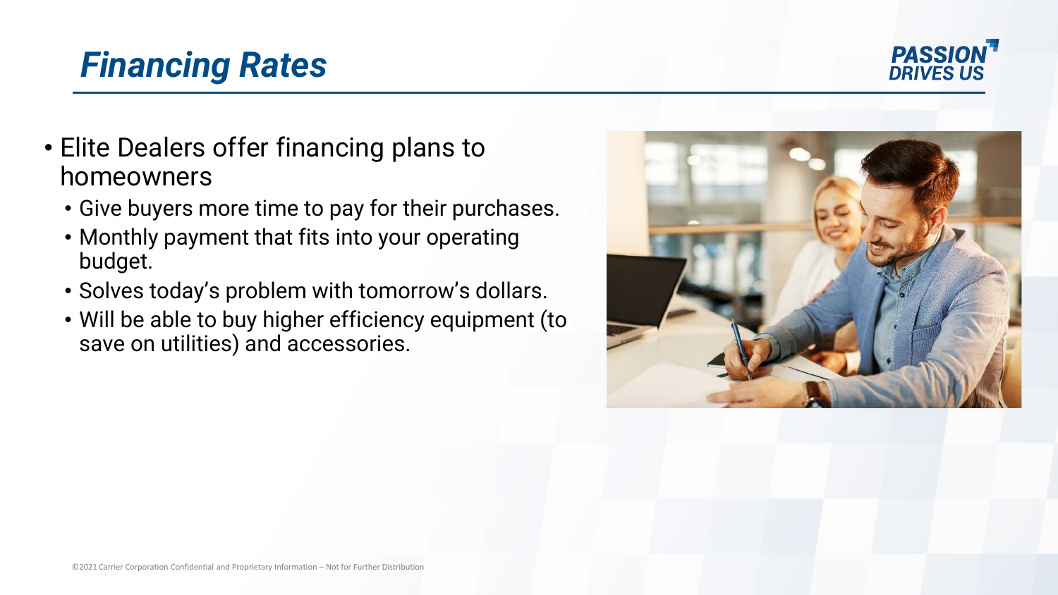# *Financing Rates*

- Elite Dealers offer financing plans to homeowners
  - Give buyers more time to pay for their purchases.
  - Monthly payment that fits into your operating budget.
  - Solves today's problem with tomorrow's dollars.
  - Will be able to buy higher efficiency equipment (to save on utilities) and accessories.